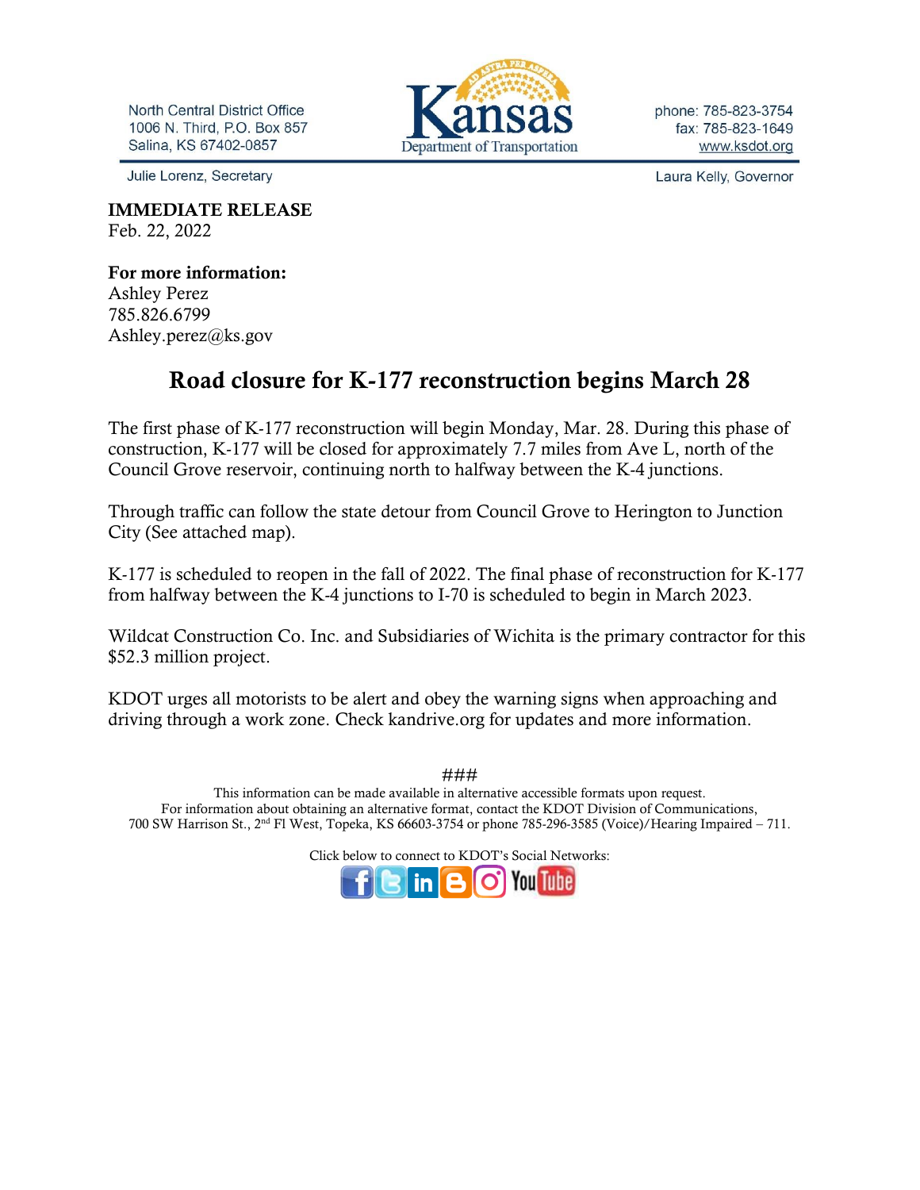North Central District Office
1006 N. Third, P.O. Box 857
Salina, KS 67402-0857

Kansas Department of Transportation

phone: 785-823-3754
fax: 785-823-1649
www.ksdot.org

Julie Lorenz, Secretary

Laura Kelly, Governor

**IMMEDIATE RELEASE**
Feb. 22, 2022

**For more information:**
Ashley Perez
785.826.6799
Ashley.perez@ks.gov

# Road closure for K-177 reconstruction begins March 28

The first phase of K-177 reconstruction will begin Monday, Mar. 28. During this phase of construction, K-177 will be closed for approximately 7.7 miles from Ave L, north of the Council Grove reservoir, continuing north to halfway between the K-4 junctions.

Through traffic can follow the state detour from Council Grove to Herington to Junction City (See attached map).

K-177 is scheduled to reopen in the fall of 2022. The final phase of reconstruction for K-177 from halfway between the K-4 junctions to I-70 is scheduled to begin in March 2023.

Wildcat Construction Co. Inc. and Subsidiaries of Wichita is the primary contractor for this $52.3 million project.

KDOT urges all motorists to be alert and obey the warning signs when approaching and driving through a work zone. Check kandrive.org for updates and more information.

###

This information can be made available in alternative accessible formats upon request.
For information about obtaining an alternative format, contact the KDOT Division of Communications,
700 SW Harrison St., 2nd Fl West, Topeka, KS 66603-3754 or phone 785-296-3585 (Voice)/Hearing Impaired – 711.

Click below to connect to KDOT's Social Networks: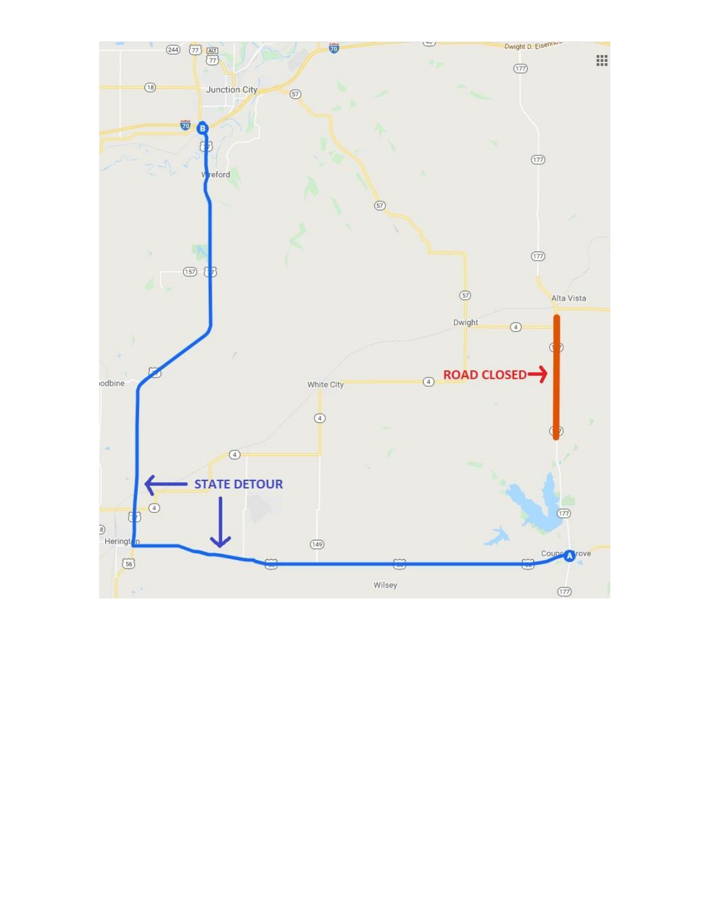ROAD CLOSED

STATE DETOUR

Junction City

Wreford

Alta Vista

Dwight

White City

Herington

Council Grove

Wilsey

Dwight D. Eisenhower